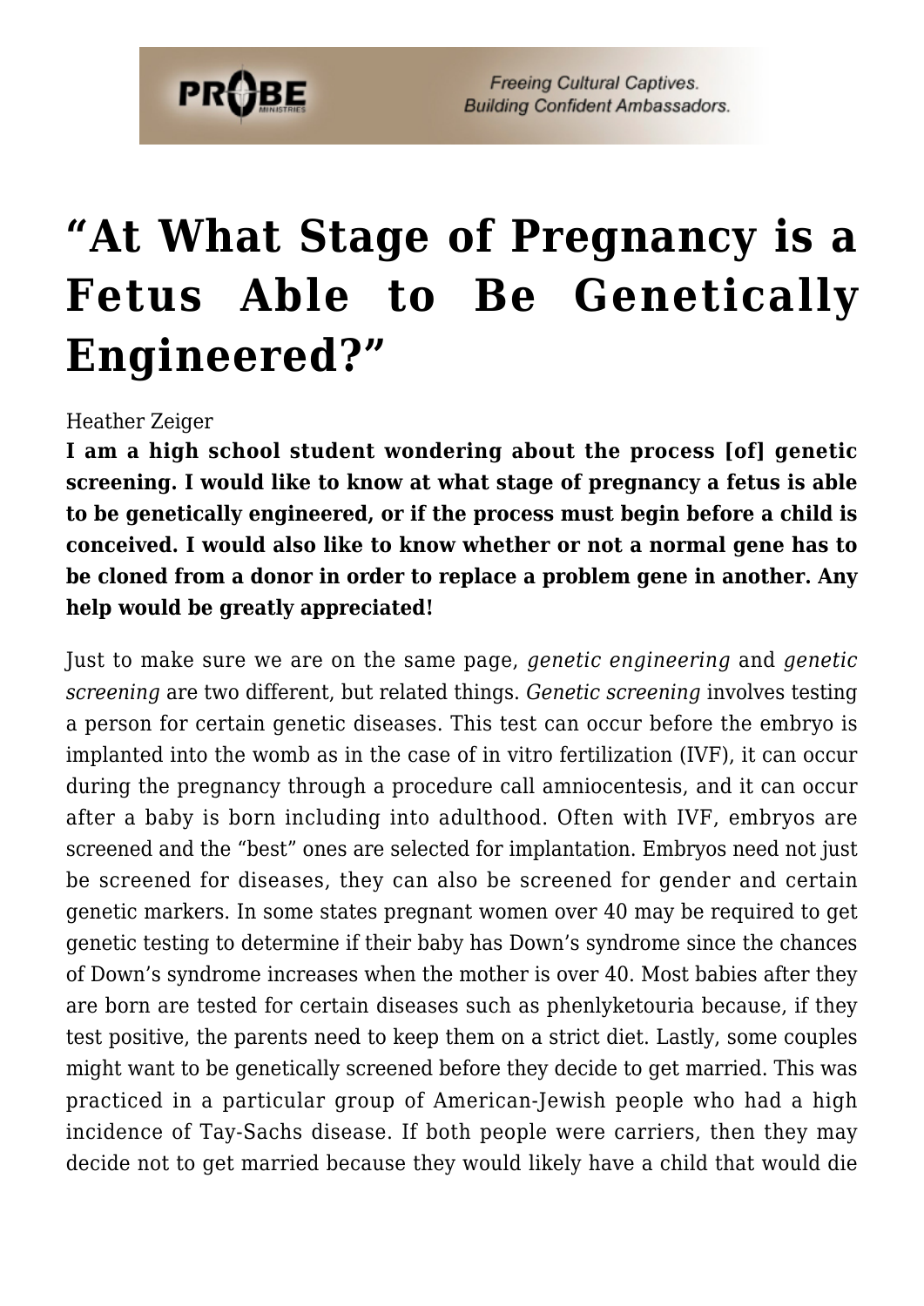# "At What Stage of Pregnancy is a Fetus Able to Be Genetically Engineered?"

Heather Zeiger

**I am a high school student wondering about the process [of] genetic screening. I would like to know at what stage of pregnancy a fetus is able to be genetically engineered, or if the process must begin before a child is conceived. I would also like to know whether or not a normal gene has to be cloned from a donor in order to replace a problem gene in another. Any help would be greatly appreciated!**

Just to make sure we are on the same page, *genetic engineering* and *genetic screening* are two different, but related things. *Genetic screening* involves testing a person for certain genetic diseases. This test can occur before the embryo is implanted into the womb as in the case of in vitro fertilization (IVF), it can occur during the pregnancy through a procedure call amniocentesis, and it can occur after a baby is born including into adulthood. Often with IVF, embryos are screened and the "best" ones are selected for implantation. Embryos need not just be screened for diseases, they can also be screened for gender and certain genetic markers. In some states pregnant women over 40 may be required to get genetic testing to determine if their baby has Down's syndrome since the chances of Down's syndrome increases when the mother is over 40. Most babies after they are born are tested for certain diseases such as phenlyketouria because, if they test positive, the parents need to keep them on a strict diet. Lastly, some couples might want to be genetically screened before they decide to get married. This was practiced in a particular group of American-Jewish people who had a high incidence of Tay-Sachs disease. If both people were carriers, then they may decide not to get married because they would likely have a child that would die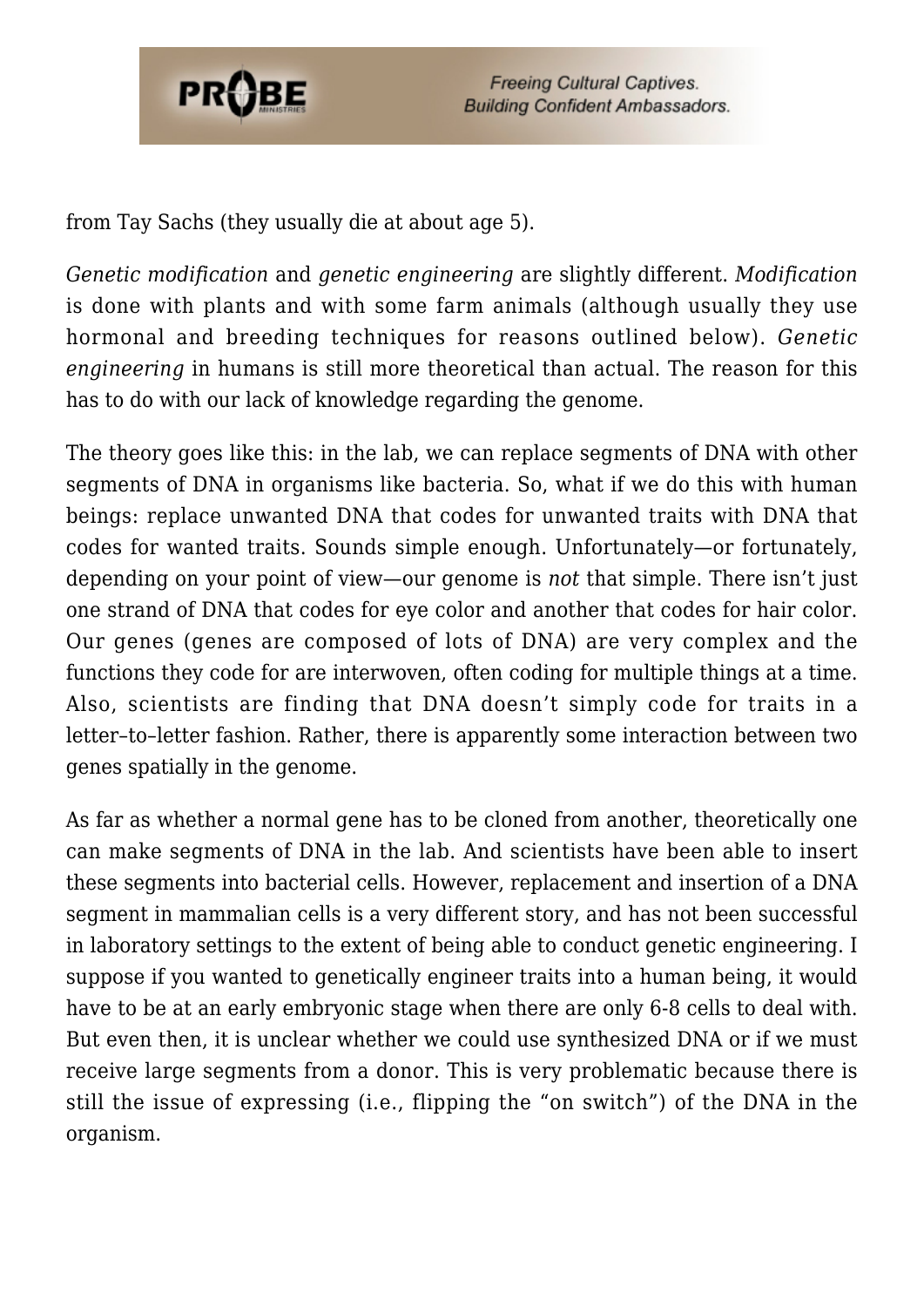from Tay Sachs (they usually die at about age 5).

*Genetic modification* and *genetic engineering* are slightly different. *Modification* is done with plants and with some farm animals (although usually they use hormonal and breeding techniques for reasons outlined below). *Genetic engineering* in humans is still more theoretical than actual. The reason for this has to do with our lack of knowledge regarding the genome.

The theory goes like this: in the lab, we can replace segments of DNA with other segments of DNA in organisms like bacteria. So, what if we do this with human beings: replace unwanted DNA that codes for unwanted traits with DNA that codes for wanted traits. Sounds simple enough. Unfortunately—or fortunately, depending on your point of view—our genome is *not* that simple. There isn't just one strand of DNA that codes for eye color and another that codes for hair color. Our genes (genes are composed of lots of DNA) are very complex and the functions they code for are interwoven, often coding for multiple things at a time. Also, scientists are finding that DNA doesn't simply code for traits in a letter–to–letter fashion. Rather, there is apparently some interaction between two genes spatially in the genome.

As far as whether a normal gene has to be cloned from another, theoretically one can make segments of DNA in the lab. And scientists have been able to insert these segments into bacterial cells. However, replacement and insertion of a DNA segment in mammalian cells is a very different story, and has not been successful in laboratory settings to the extent of being able to conduct genetic engineering. I suppose if you wanted to genetically engineer traits into a human being, it would have to be at an early embryonic stage when there are only 6-8 cells to deal with. But even then, it is unclear whether we could use synthesized DNA or if we must receive large segments from a donor. This is very problematic because there is still the issue of expressing (i.e., flipping the "on switch") of the DNA in the organism.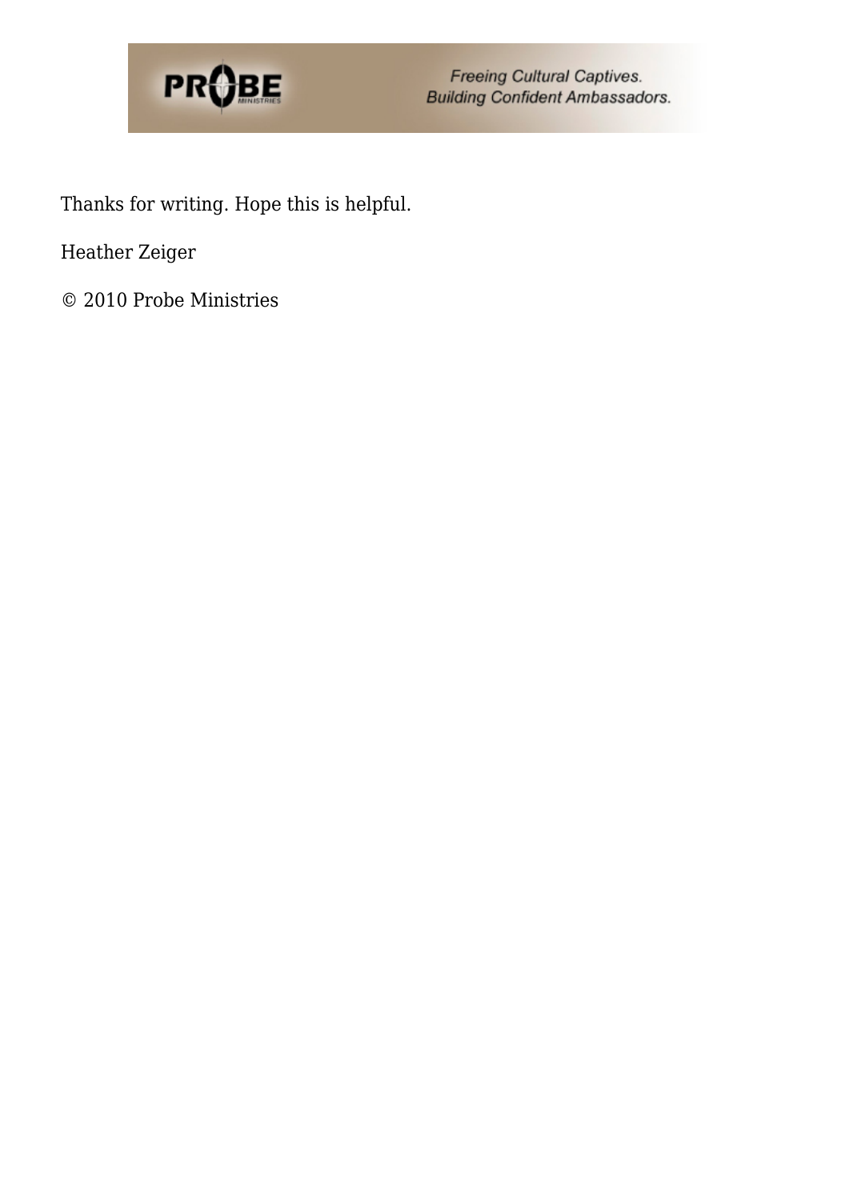Thanks for writing. Hope this is helpful.

Heather Zeiger

© 2010 Probe Ministries